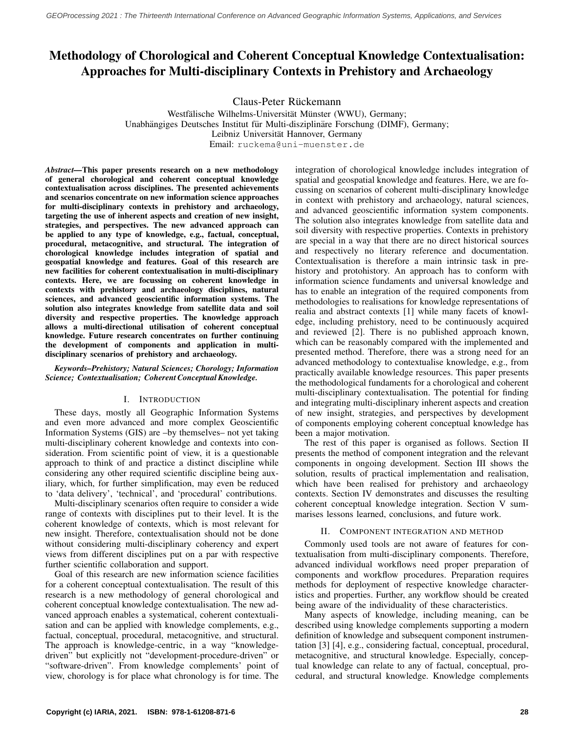# Methodology of Chorological and Coherent Conceptual Knowledge Contextualisation: Approaches for Multi-disciplinary Contexts in Prehistory and Archaeology

Claus-Peter Rückemann

Westfälische Wilhelms-Universität Münster (WWU), Germany;
Unabhängiges Deutsches Institut für Multi-disziplinäre Forschung (DIMF), Germany;
Leibniz Universität Hannover, Germany
Email: ruckema@uni-muenster.de

***Abstract*—This paper presents research on a new methodology of general chorological and coherent conceptual knowledge contextualisation across disciplines. The presented achievements and scenarios concentrate on new information science approaches for multi-disciplinary contexts in prehistory and archaeology, targeting the use of inherent aspects and creation of new insight, strategies, and perspectives. The new advanced approach can be applied to any type of knowledge, e.g., factual, conceptual, procedural, metacognitive, and structural. The integration of chorological knowledge includes integration of spatial and geospatial knowledge and features. Goal of this research are new facilities for coherent contextualisation in multi-disciplinary contexts. Here, we are focussing on coherent knowledge in contexts with prehistory and archaeology disciplines, natural sciences, and advanced geoscientific information systems. The solution also integrates knowledge from satellite data and soil diversity and respective properties. The knowledge approach allows a multi-directional utilisation of coherent conceptual knowledge. Future research concentrates on further continuing the development of components and application in multi-disciplinary scenarios of prehistory and archaeology.**

***Keywords–Prehistory; Natural Sciences; Chorology; Information Science; Contextualisation; Coherent Conceptual Knowledge.***

## I. Introduction

These days, mostly all Geographic Information Systems and even more advanced and more complex Geoscientific Information Systems (GIS) are –by themselves– not yet taking multi-disciplinary coherent knowledge and contexts into consideration. From scientific point of view, it is a questionable approach to think of and practice a distinct discipline while considering any other required scientific discipline being auxiliary, which, for further simplification, may even be reduced to 'data delivery', 'technical', and 'procedural' contributions.

Multi-disciplinary scenarios often require to consider a wide range of contexts with disciplines put to their level. It is the coherent knowledge of contexts, which is most relevant for new insight. Therefore, contextualisation should not be done without considering multi-disciplinary coherency and expert views from different disciplines put on a par with respective further scientific collaboration and support.

Goal of this research are new information science facilities for a coherent conceptual contextualisation. The result of this research is a new methodology of general chorological and coherent conceptual knowledge contextualisation. The new advanced approach enables a systematical, coherent contextualisation and can be applied with knowledge complements, e.g., factual, conceptual, procedural, metacognitive, and structural. The approach is knowledge-centric, in a way "knowledge-driven" but explicitly not "development-procedure-driven" or "software-driven". From knowledge complements' point of view, chorology is for place what chronology is for time. The integration of chorological knowledge includes integration of spatial and geospatial knowledge and features. Here, we are focussing on scenarios of coherent multi-disciplinary knowledge in context with prehistory and archaeology, natural sciences, and advanced geoscientific information system components. The solution also integrates knowledge from satellite data and soil diversity with respective properties. Contexts in prehistory are special in a way that there are no direct historical sources and respectively no literary reference and documentation. Contextualisation is therefore a main intrinsic task in prehistory and protohistory. An approach has to conform with information science fundaments and universal knowledge and has to enable an integration of the required components from methodologies to realisations for knowledge representations of realia and abstract contexts [1] while many facets of knowledge, including prehistory, need to be continuously acquired and reviewed [2]. There is no published approach known, which can be reasonably compared with the implemented and presented method. Therefore, there was a strong need for an advanced methodology to contextualise knowledge, e.g., from practically available knowledge resources. This paper presents the methodological fundaments for a chorological and coherent multi-disciplinary contextualisation. The potential for finding and integrating multi-disciplinary inherent aspects and creation of new insight, strategies, and perspectives by development of components employing coherent conceptual knowledge has been a major motivation.

The rest of this paper is organised as follows. Section II presents the method of component integration and the relevant components in ongoing development. Section III shows the solution, results of practical implementation and realisation, which have been realised for prehistory and archaeology contexts. Section IV demonstrates and discusses the resulting coherent conceptual knowledge integration. Section V summarises lessons learned, conclusions, and future work.

## II. Component integration and method

Commonly used tools are not aware of features for contextualisation from multi-disciplinary components. Therefore, advanced individual workflows need proper preparation of components and workflow procedures. Preparation requires methods for deployment of respective knowledge characteristics and properties. Further, any workflow should be created being aware of the individuality of these characteristics.

Many aspects of knowledge, including meaning, can be described using knowledge complements supporting a modern definition of knowledge and subsequent component instrumentation [3] [4], e.g., considering factual, conceptual, procedural, metacognitive, and structural knowledge. Especially, conceptual knowledge can relate to any of factual, conceptual, procedural, and structural knowledge. Knowledge complements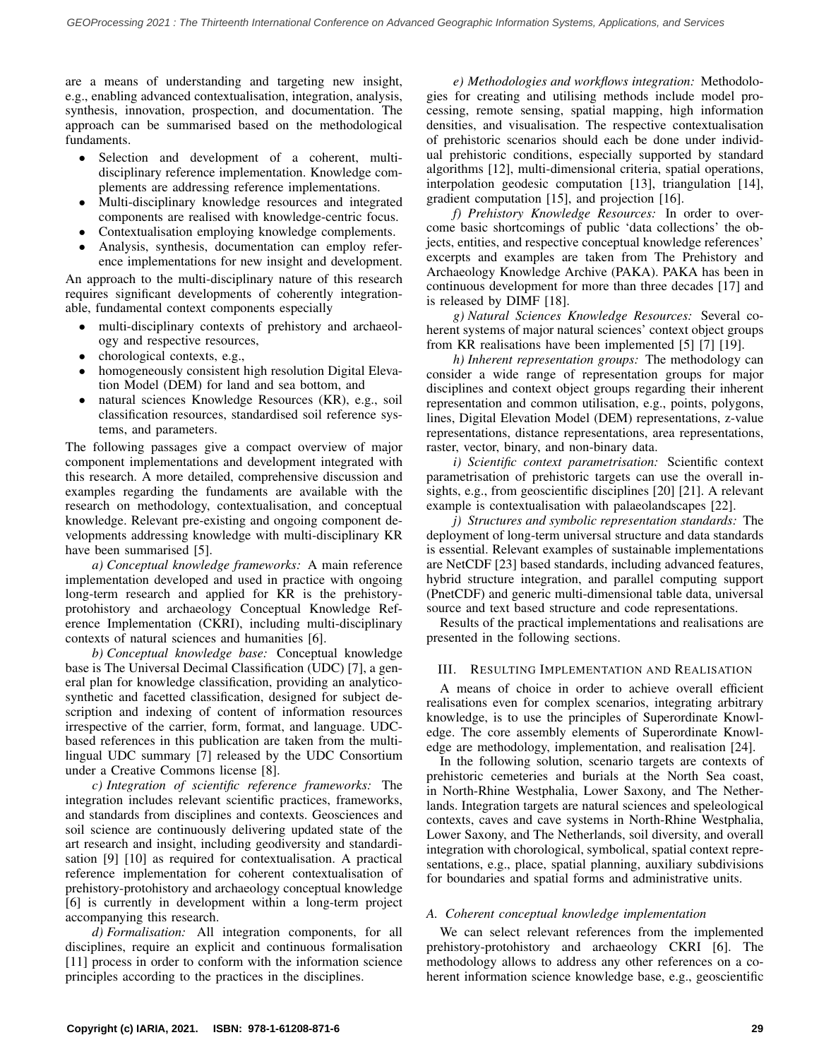are a means of understanding and targeting new insight, e.g., enabling advanced contextualisation, integration, analysis, synthesis, innovation, prospection, and documentation. The approach can be summarised based on the methodological fundaments.

- Selection and development of a coherent, multi-disciplinary reference implementation. Knowledge complements are addressing reference implementations.
- Multi-disciplinary knowledge resources and integrated components are realised with knowledge-centric focus.
- Contextualisation employing knowledge complements.
- Analysis, synthesis, documentation can employ reference implementations for new insight and development.

An approach to the multi-disciplinary nature of this research requires significant developments of coherently integrationable, fundamental context components especially

- multi-disciplinary contexts of prehistory and archaeology and respective resources,
- chorological contexts, e.g.,
- homogeneously consistent high resolution Digital Elevation Model (DEM) for land and sea bottom, and
- natural sciences Knowledge Resources (KR), e.g., soil classification resources, standardised soil reference systems, and parameters.

The following passages give a compact overview of major component implementations and development integrated with this research. A more detailed, comprehensive discussion and examples regarding the fundaments are available with the research on methodology, contextualisation, and conceptual knowledge. Relevant pre-existing and ongoing component developments addressing knowledge with multi-disciplinary KR have been summarised [5].

*a) Conceptual knowledge frameworks:* A main reference implementation developed and used in practice with ongoing long-term research and applied for KR is the prehistory-protohistory and archaeology Conceptual Knowledge Reference Implementation (CKRI), including multi-disciplinary contexts of natural sciences and humanities [6].

*b) Conceptual knowledge base:* Conceptual knowledge base is The Universal Decimal Classification (UDC) [7], a general plan for knowledge classification, providing an analytico-synthetic and facetted classification, designed for subject description and indexing of content of information resources irrespective of the carrier, form, format, and language. UDC-based references in this publication are taken from the multilingual UDC summary [7] released by the UDC Consortium under a Creative Commons license [8].

*c) Integration of scientific reference frameworks:* The integration includes relevant scientific practices, frameworks, and standards from disciplines and contexts. Geosciences and soil science are continuously delivering updated state of the art research and insight, including geodiversity and standardisation [9] [10] as required for contextualisation. A practical reference implementation for coherent contextualisation of prehistory-protohistory and archaeology conceptual knowledge [6] is currently in development within a long-term project accompanying this research.

*d) Formalisation:* All integration components, for all disciplines, require an explicit and continuous formalisation [11] process in order to conform with the information science principles according to the practices in the disciplines.

*e) Methodologies and workflows integration:* Methodologies for creating and utilising methods include model processing, remote sensing, spatial mapping, high information densities, and visualisation. The respective contextualisation of prehistoric scenarios should each be done under individual prehistoric conditions, especially supported by standard algorithms [12], multi-dimensional criteria, spatial operations, interpolation geodesic computation [13], triangulation [14], gradient computation [15], and projection [16].

*f) Prehistory Knowledge Resources:* In order to overcome basic shortcomings of public 'data collections' the objects, entities, and respective conceptual knowledge references' excerpts and examples are taken from The Prehistory and Archaeology Knowledge Archive (PAKA). PAKA has been in continuous development for more than three decades [17] and is released by DIMF [18].

*g) Natural Sciences Knowledge Resources:* Several coherent systems of major natural sciences' context object groups from KR realisations have been implemented [5] [7] [19].

*h) Inherent representation groups:* The methodology can consider a wide range of representation groups for major disciplines and context object groups regarding their inherent representation and common utilisation, e.g., points, polygons, lines, Digital Elevation Model (DEM) representations, z-value representations, distance representations, area representations, raster, vector, binary, and non-binary data.

*i) Scientific context parametrisation:* Scientific context parametrisation of prehistoric targets can use the overall insights, e.g., from geoscientific disciplines [20] [21]. A relevant example is contextualisation with palaeolandscapes [22].

*j) Structures and symbolic representation standards:* The deployment of long-term universal structure and data standards is essential. Relevant examples of sustainable implementations are NetCDF [23] based standards, including advanced features, hybrid structure integration, and parallel computing support (PnetCDF) and generic multi-dimensional table data, universal source and text based structure and code representations.

Results of the practical implementations and realisations are presented in the following sections.

## III. Resulting Implementation and Realisation

A means of choice in order to achieve overall efficient realisations even for complex scenarios, integrating arbitrary knowledge, is to use the principles of Superordinate Knowledge. The core assembly elements of Superordinate Knowledge are methodology, implementation, and realisation [24].

In the following solution, scenario targets are contexts of prehistoric cemeteries and burials at the North Sea coast, in North-Rhine Westphalia, Lower Saxony, and The Netherlands. Integration targets are natural sciences and speleological contexts, caves and cave systems in North-Rhine Westphalia, Lower Saxony, and The Netherlands, soil diversity, and overall integration with chorological, symbolical, spatial context representations, e.g., place, spatial planning, auxiliary subdivisions for boundaries and spatial forms and administrative units.

### A. Coherent conceptual knowledge implementation

We can select relevant references from the implemented prehistory-protohistory and archaeology CKRI [6]. The methodology allows to address any other references on a coherent information science knowledge base, e.g., geoscientific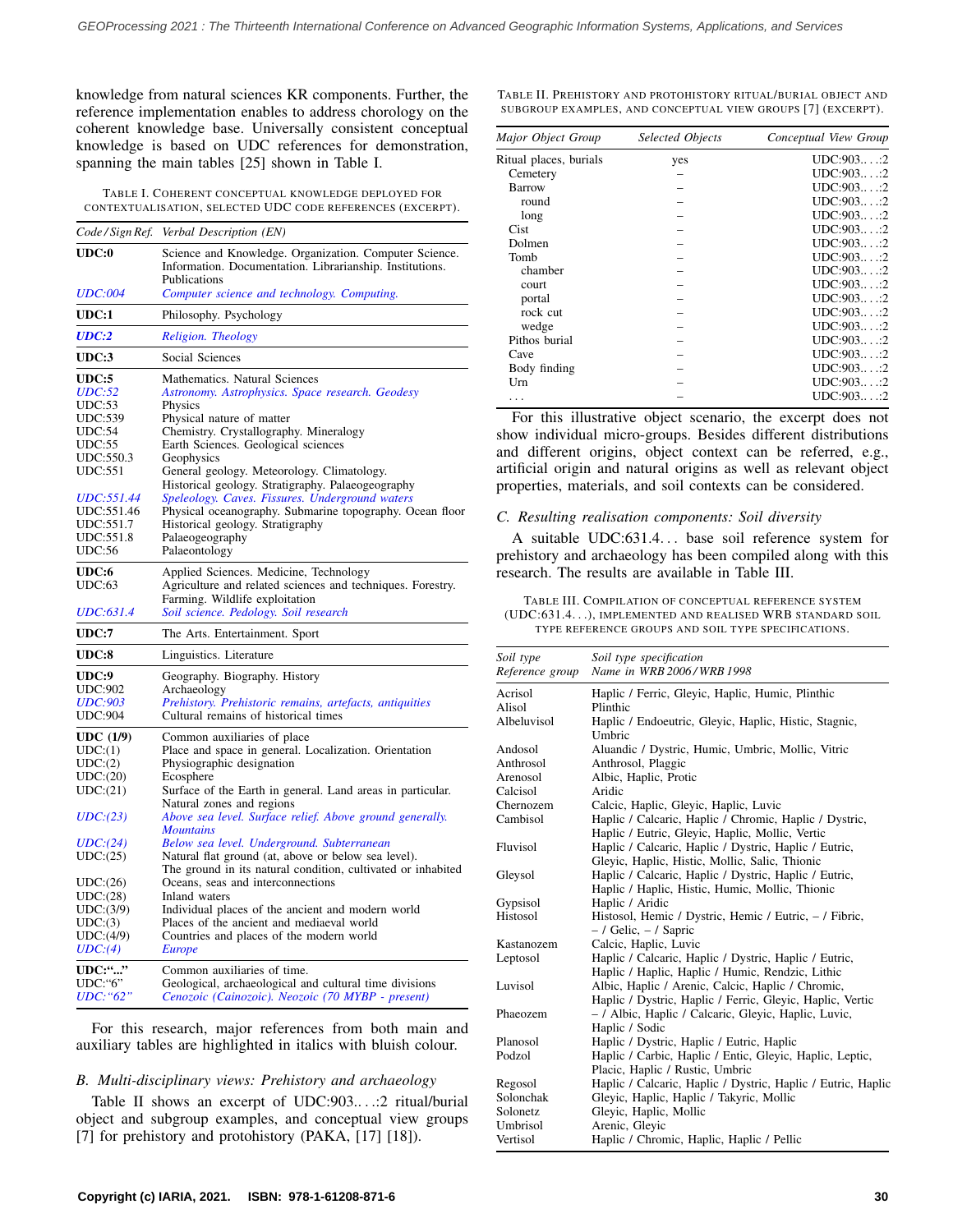knowledge from natural sciences KR components. Further, the reference implementation enables to address chorology on the coherent knowledge base. Universally consistent conceptual knowledge is based on UDC references for demonstration, spanning the main tables [25] shown in Table I.

TABLE I. COHERENT CONCEPTUAL KNOWLEDGE DEPLOYED FOR CONTEXTUALISATION, SELECTED UDC CODE REFERENCES (EXCERPT).

| *Code / Sign Ref.* | *Verbal Description (EN)* |
|---|---|
| **UDC:0** | Science and Knowledge. Organization. Computer Science. Information. Documentation. Librarianship. Institutions. Publications |
| *UDC:004* | *Computer science and technology. Computing.* |
| **UDC:1** | Philosophy. Psychology |
| ***UDC:2*** | *Religion. Theology* |
| **UDC:3** | Social Sciences |
| **UDC:5** | Mathematics. Natural Sciences |
| *UDC:52* | *Astronomy. Astrophysics. Space research. Geodesy* |
| UDC:53 | Physics |
| UDC:539 | Physical nature of matter |
| UDC:54 | Chemistry. Crystallography. Mineralogy |
| UDC:55 | Earth Sciences. Geological sciences |
| UDC:550.3 | Geophysics |
| UDC:551 | General geology. Meteorology. Climatology. Historical geology. Stratigraphy. Palaeogeography |
| *UDC:551.44* | *Speleology. Caves. Fissures. Underground waters* |
| UDC:551.46 | Physical oceanography. Submarine topography. Ocean floor |
| UDC:551.7 | Historical geology. Stratigraphy |
| UDC:551.8 | Palaeogeography |
| UDC:56 | Palaeontology |
| **UDC:6** | Applied Sciences. Medicine, Technology |
| UDC:63 | Agriculture and related sciences and techniques. Forestry. Farming. Wildlife exploitation |
| *UDC:631.4* | *Soil science. Pedology. Soil research* |
| **UDC:7** | The Arts. Entertainment. Sport |
| **UDC:8** | Linguistics. Literature |
| **UDC:9** | Geography. Biography. History |
| UDC:902 | Archaeology |
| *UDC:903* | *Prehistory. Prehistoric remains, artefacts, antiquities* |
| UDC:904 | Cultural remains of historical times |
| **UDC (1/9)** | Common auxiliaries of place |
| UDC:(1) | Place and space in general. Localization. Orientation |
| UDC:(2) | Physiographic designation |
| UDC:(20) | Ecosphere |
| UDC:(21) | Surface of the Earth in general. Land areas in particular. Natural zones and regions |
| *UDC:(23)* | *Above sea level. Surface relief. Above ground generally. Mountains* |
| *UDC:(24)* | *Below sea level. Underground. Subterranean* |
| UDC:(25) | Natural flat ground (at, above or below sea level). The ground in its natural condition, cultivated or inhabited |
| UDC:(26) | Oceans, seas and interconnections |
| UDC:(28) | Inland waters |
| UDC:(3/9) | Individual places of the ancient and modern world |
| UDC:(3) | Places of the ancient and mediaeval world |
| UDC:(4/9) | Countries and places of the modern world |
| *UDC:(4)* | *Europe* |
| **UDC:"..."** | Common auxiliaries of time. |
| UDC:"6" | Geological, archaeological and cultural time divisions |
| *UDC:"62"* | *Cenozoic (Cainozoic). Neozoic (70 MYBP - present)* |

For this research, major references from both main and auxiliary tables are highlighted in italics with bluish colour.

### *B. Multi-disciplinary views: Prehistory and archaeology*

Table II shows an excerpt of UDC:903.. . .:2 ritual/burial object and subgroup examples, and conceptual view groups [7] for prehistory and protohistory (PAKA, [17] [18]).

TABLE II. PREHISTORY AND PROTOHISTORY RITUAL/BURIAL OBJECT AND SUBGROUP EXAMPLES, AND CONCEPTUAL VIEW GROUPS [7] (EXCERPT).

| *Major Object Group* | *Selected Objects* | *Conceptual View Group* |
|---|---|---|
| Ritual places, burials | yes | UDC:903.. . .:2 |
| Cemetery | – | UDC:903.. . .:2 |
| Barrow | – | UDC:903.. . .:2 |
| round | – | UDC:903.. . .:2 |
| long | – | UDC:903.. . .:2 |
| Cist | – | UDC:903.. . .:2 |
| Dolmen | – | UDC:903.. . .:2 |
| Tomb | – | UDC:903.. . .:2 |
| chamber | – | UDC:903.. . .:2 |
| court | – | UDC:903.. . .:2 |
| portal | – | UDC:903.. . .:2 |
| rock cut | – | UDC:903.. . .:2 |
| wedge | – | UDC:903.. . .:2 |
| Pithos burial | – | UDC:903.. . .:2 |
| Cave | – | UDC:903.. . .:2 |
| Body finding | – | UDC:903.. . .:2 |
| Urn | – | UDC:903.. . .:2 |
| . . . | – | UDC:903.. . .:2 |

For this illustrative object scenario, the excerpt does not show individual micro-groups. Besides different distributions and different origins, object context can be referred, e.g., artificial origin and natural origins as well as relevant object properties, materials, and soil contexts can be considered.

### *C. Resulting realisation components: Soil diversity*

A suitable UDC:631.4. . . base soil reference system for prehistory and archaeology has been compiled along with this research. The results are available in Table III.

TABLE III. COMPILATION OF CONCEPTUAL REFERENCE SYSTEM (UDC:631.4. . .), IMPLEMENTED AND REALISED WRB STANDARD SOIL TYPE REFERENCE GROUPS AND SOIL TYPE SPECIFICATIONS.

| *Soil type Reference group* | *Soil type specification Name in WRB 2006 / WRB 1998* |
|---|---|
| Acrisol | Haplic / Ferric, Gleyic, Haplic, Humic, Plinthic |
| Alisol | Plinthic |
| Albeluvisol | Haplic / Endoeutric, Gleyic, Haplic, Histic, Stagnic, Umbric |
| Andosol | Aluandic / Dystric, Humic, Umbric, Mollic, Vitric |
| Anthrosol | Anthrosol, Plaggic |
| Arenosol | Albic, Haplic, Protic |
| Calcisol | Aridic |
| Chernozem | Calcic, Haplic, Gleyic, Haplic, Luvic |
| Cambisol | Haplic / Calcaric, Haplic / Chromic, Haplic / Dystric, Haplic / Eutric, Gleyic, Haplic, Mollic, Vertic |
| Fluvisol | Haplic / Calcaric, Haplic / Dystric, Haplic / Eutric, Gleyic, Haplic, Histic, Mollic, Salic, Thionic |
| Gleysol | Haplic / Calcaric, Haplic / Dystric, Haplic / Eutric, Haplic / Haplic, Histic, Humic, Mollic, Thionic |
| Gypsisol | Haplic / Aridic |
| Histosol | Histosol, Hemic / Dystric, Hemic / Eutric, – / Fibric, – / Gelic, – / Sapric |
| Kastanozem | Calcic, Haplic, Luvic |
| Leptosol | Haplic / Calcaric, Haplic / Dystric, Haplic / Eutric, Haplic / Haplic, Haplic / Humic, Rendzic, Lithic |
| Luvisol | Albic, Haplic / Arenic, Calcic, Haplic / Chromic, Haplic / Dystric, Haplic / Ferric, Gleyic, Haplic, Vertic |
| Phaeozem | – / Albic, Haplic / Calcaric, Gleyic, Haplic, Luvic, Haplic / Sodic |
| Planosol | Haplic / Dystric, Haplic / Eutric, Haplic |
| Podzol | Haplic / Carbic, Haplic / Entic, Gleyic, Haplic, Leptic, Placic, Haplic / Rustic, Umbric |
| Regosol | Haplic / Calcaric, Haplic / Dystric, Haplic / Eutric, Haplic |
| Solonchak | Gleyic, Haplic, Haplic / Takyric, Mollic |
| Solonetz | Gleyic, Haplic, Mollic |
| Umbrisol | Arenic, Gleyic |
| Vertisol | Haplic / Chromic, Haplic, Haplic / Pellic |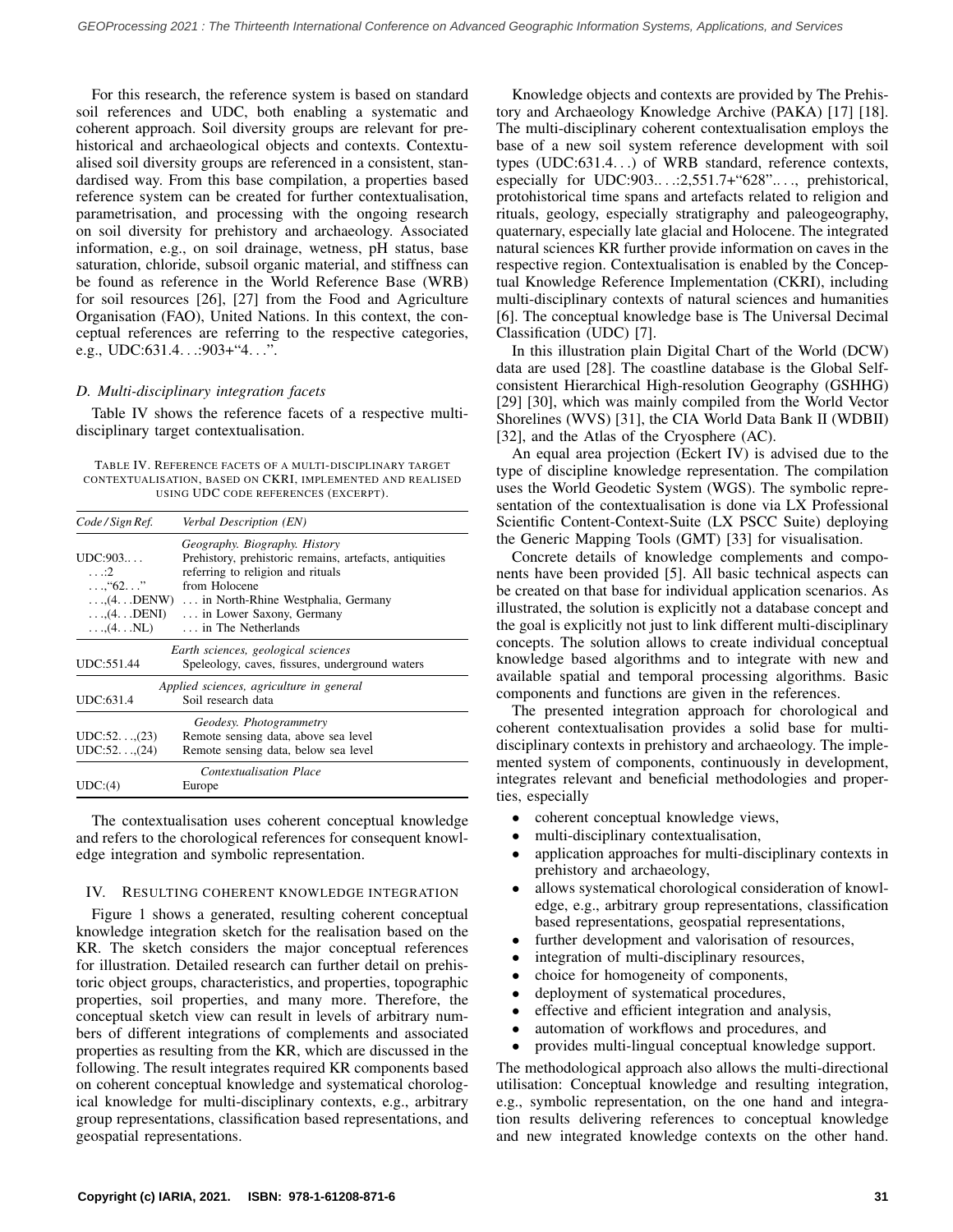For this research, the reference system is based on standard soil references and UDC, both enabling a systematic and coherent approach. Soil diversity groups are relevant for prehistorical and archaeological objects and contexts. Contextualised soil diversity groups are referenced in a consistent, standardised way. From this base compilation, a properties based reference system can be created for further contextualisation, parametrisation, and processing with the ongoing research on soil diversity for prehistory and archaeology. Associated information, e.g., on soil drainage, wetness, pH status, base saturation, chloride, subsoil organic material, and stiffness can be found as reference in the World Reference Base (WRB) for soil resources [26], [27] from the Food and Agriculture Organisation (FAO), United Nations. In this context, the conceptual references are referring to the respective categories, e.g., UDC:631.4...:903+"4...".

### D. Multi-disciplinary integration facets

Table IV shows the reference facets of a respective multi-disciplinary target contextualisation.

TABLE IV. REFERENCE FACETS OF A MULTI-DISCIPLINARY TARGET CONTEXTUALISATION, BASED ON CKRI, IMPLEMENTED AND REALISED USING UDC CODE REFERENCES (EXCERPT).

| *Code / Sign Ref.* | *Verbal Description (EN)* |
|---|---|
| | *Geography. Biography. History* |
| UDC:903.... | Prehistory, prehistoric remains, artefacts, antiquities |
| ...:2 | referring to religion and rituals |
| ...,"62..." | from Holocene |
| ...,(4...DENW) | ... in North-Rhine Westphalia, Germany |
| ...,(4...DENI) | ... in Lower Saxony, Germany |
| ...,(4...NL) | ... in The Netherlands |
| | *Earth sciences, geological sciences* |
| UDC:551.44 | Speleology, caves, fissures, underground waters |
| | *Applied sciences, agriculture in general* |
| UDC:631.4 | Soil research data |
| | *Geodesy. Photogrammetry* |
| UDC:52...,(23) | Remote sensing data, above sea level |
| UDC:52...,(24) | Remote sensing data, below sea level |
| | *Contextualisation Place* |
| UDC:(4) | Europe |

The contextualisation uses coherent conceptual knowledge and refers to the chorological references for consequent knowledge integration and symbolic representation.

## IV. RESULTING COHERENT KNOWLEDGE INTEGRATION

Figure 1 shows a generated, resulting coherent conceptual knowledge integration sketch for the realisation based on the KR. The sketch considers the major conceptual references for illustration. Detailed research can further detail on prehistoric object groups, characteristics, and properties, topographic properties, soil properties, and many more. Therefore, the conceptual sketch view can result in levels of arbitrary numbers of different integrations of complements and associated properties as resulting from the KR, which are discussed in the following. The result integrates required KR components based on coherent conceptual knowledge and systematical chorological knowledge for multi-disciplinary contexts, e.g., arbitrary group representations, classification based representations, and geospatial representations.

Knowledge objects and contexts are provided by The Prehistory and Archaeology Knowledge Archive (PAKA) [17] [18]. The multi-disciplinary coherent contextualisation employs the base of a new soil system reference development with soil types (UDC:631.4...) of WRB standard, reference contexts, especially for UDC:903....:2,551.7+"628"...., prehistorical, protohistorical time spans and artefacts related to religion and rituals, geology, especially stratigraphy and paleogeography, quaternary, especially late glacial and Holocene. The integrated natural sciences KR further provide information on caves in the respective region. Contextualisation is enabled by the Conceptual Knowledge Reference Implementation (CKRI), including multi-disciplinary contexts of natural sciences and humanities [6]. The conceptual knowledge base is The Universal Decimal Classification (UDC) [7].

In this illustration plain Digital Chart of the World (DCW) data are used [28]. The coastline database is the Global Self-consistent Hierarchical High-resolution Geography (GSHHG) [29] [30], which was mainly compiled from the World Vector Shorelines (WVS) [31], the CIA World Data Bank II (WDBII) [32], and the Atlas of the Cryosphere (AC).

An equal area projection (Eckert IV) is advised due to the type of discipline knowledge representation. The compilation uses the World Geodetic System (WGS). The symbolic representation of the contextualisation is done via LX Professional Scientific Content-Context-Suite (LX PSCC Suite) deploying the Generic Mapping Tools (GMT) [33] for visualisation.

Concrete details of knowledge complements and components have been provided [5]. All basic technical aspects can be created on that base for individual application scenarios. As illustrated, the solution is explicitly not a database concept and the goal is explicitly not just to link different multi-disciplinary concepts. The solution allows to create individual conceptual knowledge based algorithms and to integrate with new and available spatial and temporal processing algorithms. Basic components and functions are given in the references.

The presented integration approach for chorological and coherent contextualisation provides a solid base for multi-disciplinary contexts in prehistory and archaeology. The implemented system of components, continuously in development, integrates relevant and beneficial methodologies and properties, especially

- coherent conceptual knowledge views,
- multi-disciplinary contextualisation,
- application approaches for multi-disciplinary contexts in prehistory and archaeology,
- allows systematical chorological consideration of knowledge, e.g., arbitrary group representations, classification based representations, geospatial representations,
- further development and valorisation of resources,
- integration of multi-disciplinary resources,
- choice for homogeneity of components,
- deployment of systematical procedures,
- effective and efficient integration and analysis,
- automation of workflows and procedures, and
- provides multi-lingual conceptual knowledge support.

The methodological approach also allows the multi-directional utilisation: Conceptual knowledge and resulting integration, e.g., symbolic representation, on the one hand and integration results delivering references to conceptual knowledge and new integrated knowledge contexts on the other hand.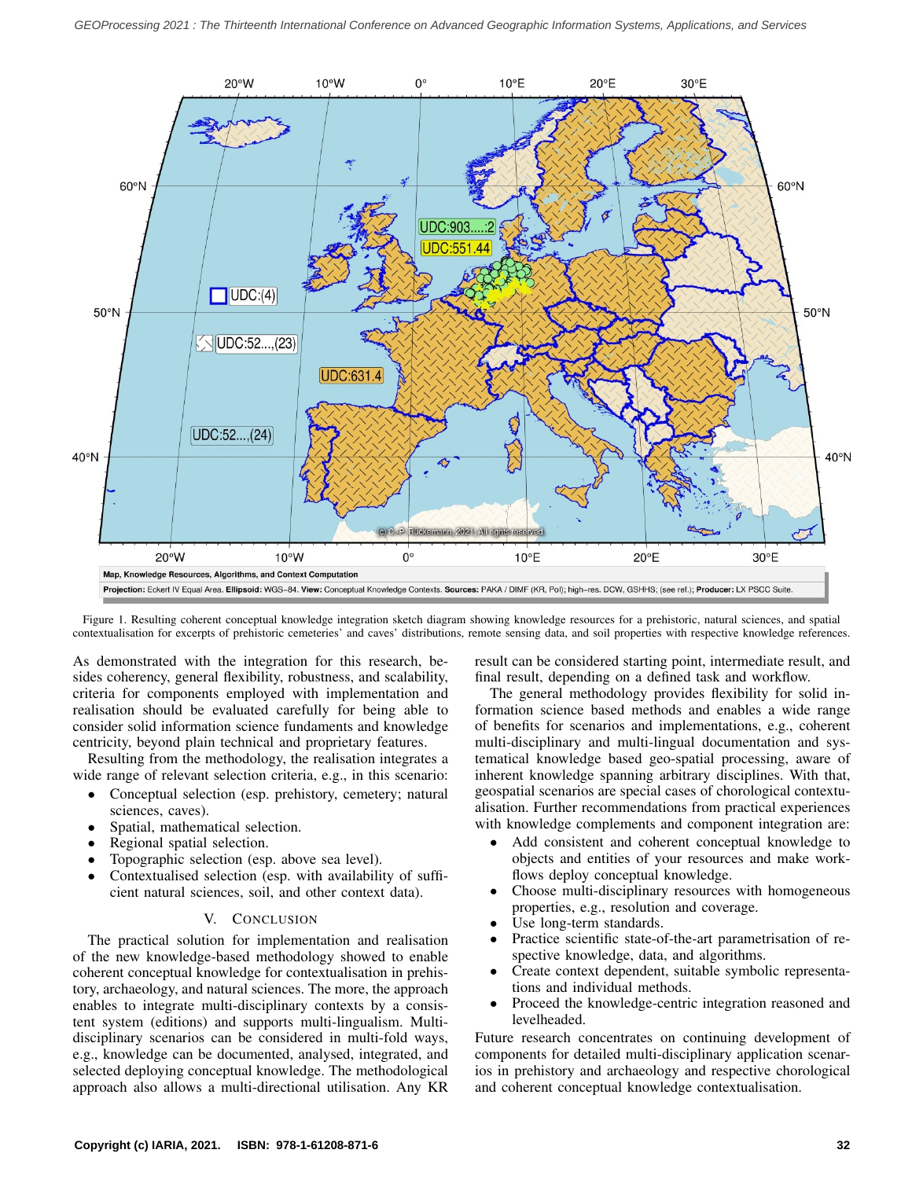Figure 1. Resulting coherent conceptual knowledge integration sketch diagram showing knowledge resources for a prehistoric, natural sciences, and spatial contextualisation for excerpts of prehistoric cemeteries' and caves' distributions, remote sensing data, and soil properties with respective knowledge references.

As demonstrated with the integration for this research, besides coherency, general flexibility, robustness, and scalability, criteria for components employed with implementation and realisation should be evaluated carefully for being able to consider solid information science fundaments and knowledge centricity, beyond plain technical and proprietary features.

Resulting from the methodology, the realisation integrates a wide range of relevant selection criteria, e.g., in this scenario:

- Conceptual selection (esp. prehistory, cemetery; natural sciences, caves).
- Spatial, mathematical selection.
- Regional spatial selection.
- Topographic selection (esp. above sea level).
- Contextualised selection (esp. with availability of sufficient natural sciences, soil, and other context data).

## V. Conclusion

The practical solution for implementation and realisation of the new knowledge-based methodology showed to enable coherent conceptual knowledge for contextualisation in prehistory, archaeology, and natural sciences. The more, the approach enables to integrate multi-disciplinary contexts by a consistent system (editions) and supports multi-lingualism. Multi-disciplinary scenarios can be considered in multi-fold ways, e.g., knowledge can be documented, analysed, integrated, and selected deploying conceptual knowledge. The methodological approach also allows a multi-directional utilisation. Any KR result can be considered starting point, intermediate result, and final result, depending on a defined task and workflow.

The general methodology provides flexibility for solid information science based methods and enables a wide range of benefits for scenarios and implementations, e.g., coherent multi-disciplinary and multi-lingual documentation and systematical knowledge based geo-spatial processing, aware of inherent knowledge spanning arbitrary disciplines. With that, geospatial scenarios are special cases of chorological contextualisation. Further recommendations from practical experiences with knowledge complements and component integration are:

- Add consistent and coherent conceptual knowledge to objects and entities of your resources and make workflows deploy conceptual knowledge.
- Choose multi-disciplinary resources with homogeneous properties, e.g., resolution and coverage.
- Use long-term standards.
- Practice scientific state-of-the-art parametrisation of respective knowledge, data, and algorithms.
- Create context dependent, suitable symbolic representations and individual methods.
- Proceed the knowledge-centric integration reasoned and levelheaded.

Future research concentrates on continuing development of components for detailed multi-disciplinary application scenarios in prehistory and archaeology and respective chorological and coherent conceptual knowledge contextualisation.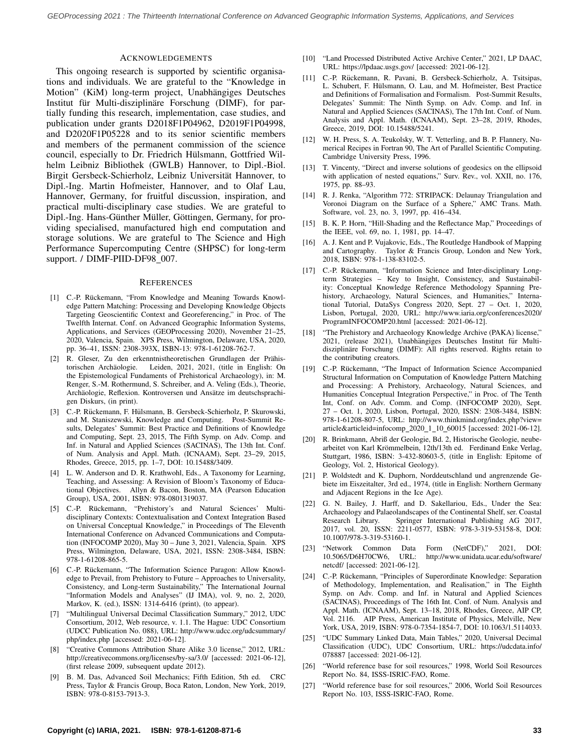## Acknowledgements

This ongoing research is supported by scientific organisations and individuals. We are grateful to the "Knowledge in Motion" (KiM) long-term project, Unabhängiges Deutsches Institut für Multi-disziplinäre Forschung (DIMF), for partially funding this research, implementation, case studies, and publication under grants D2018F1P04962, D2019F1P04998, and D2020F1P05228 and to its senior scientific members and members of the permanent commission of the science council, especially to Dr. Friedrich Hülsmann, Gottfried Wilhelm Leibniz Bibliothek (GWLB) Hannover, to Dipl.-Biol. Birgit Gersbeck-Schierholz, Leibniz Universität Hannover, to Dipl.-Ing. Martin Hofmeister, Hannover, and to Olaf Lau, Hannover, Germany, for fruitful discussion, inspiration, and practical multi-disciplinary case studies. We are grateful to Dipl.-Ing. Hans-Günther Müller, Göttingen, Germany, for providing specialised, manufactured high end computation and storage solutions. We are grateful to The Science and High Performance Supercomputing Centre (SHPSC) for long-term support. / DIMF-PIID-DF98_007.

## References

[1] C.-P. Rückemann, "From Knowledge and Meaning Towards Knowledge Pattern Matching: Processing and Developing Knowledge Objects Targeting Geoscientific Context and Georeferencing," in Proc. of The Twelfth Internat. Conf. on Advanced Geographic Information Systems, Applications, and Services (GEOProcessing 2020), November 21–25, 2020, Valencia, Spain. XPS Press, Wilmington, Delaware, USA, 2020, pp. 36–41, ISSN: 2308-393X, ISBN-13: 978-1-61208-762-7.

[2] R. Gleser, Zu den erkenntnistheoretischen Grundlagen der Prähistorischen Archäologie. Leiden, 2021, 2021, (title in English: On the Epistemological Fundaments of Prehistorical Archaeology), in: M. Renger, S.-M. Rothermund, S. Schreiber, and A. Veling (Eds.), Theorie, Archäologie, Reflexion. Kontroversen und Ansätze im deutschsprachigen Diskurs, (in print).

[3] C.-P. Rückemann, F. Hülsmann, B. Gersbeck-Schierholz, P. Skurowski, and M. Staniszewski, Knowledge and Computing. Post-Summit Results, Delegates' Summit: Best Practice and Definitions of Knowledge and Computing, Sept. 23, 2015, The Fifth Symp. on Adv. Comp. and Inf. in Natural and Applied Sciences (SACINAS), The 13th Int. Conf. of Num. Analysis and Appl. Math. (ICNAAM), Sept. 23–29, 2015, Rhodes, Greece, 2015, pp. 1–7, DOI: 10.15488/3409.

[4] L. W. Anderson and D. R. Krathwohl, Eds., A Taxonomy for Learning, Teaching, and Assessing: A Revision of Bloom's Taxonomy of Educational Objectives. Allyn & Bacon, Boston, MA (Pearson Education Group), USA, 2001, ISBN: 978-0801319037.

[5] C.-P. Rückemann, "Prehistory's and Natural Sciences' Multi-disciplinary Contexts: Contextualisation and Context Integration Based on Universal Conceptual Knowledge," in Proceedings of The Eleventh International Conference on Advanced Communications and Computation (INFOCOMP 2020), May 30 – June 3, 2021, Valencia, Spain. XPS Press, Wilmington, Delaware, USA, 2021, ISSN: 2308-3484, ISBN: 978-1-61208-865-5.

[6] C.-P. Rückemann, "The Information Science Paragon: Allow Knowledge to Prevail, from Prehistory to Future – Approaches to Universality, Consistency, and Long-term Sustainability," The International Journal "Information Models and Analyses" (IJ IMA), vol. 9, no. 2, 2020, Markov, K. (ed.), ISSN: 1314-6416 (print), (to appear).

[7] "Multilingual Universal Decimal Classification Summary," 2012, UDC Consortium, 2012, Web resource, v. 1.1. The Hague: UDC Consortium (UDCC Publication No. 088), URL: http://www.udcc.org/udcsummary/php/index.php [accessed: 2021-06-12].

[8] "Creative Commons Attribution Share Alike 3.0 license," 2012, URL: http://creativecommons.org/licenses/by-sa/3.0/ [accessed: 2021-06-12], (first release 2009, subsequent update 2012).

[9] B. M. Das, Advanced Soil Mechanics; Fifth Edition, 5th ed. CRC Press, Taylor & Francis Group, Boca Raton, London, New York, 2019, ISBN: 978-0-8153-7913-3.

[10] "Land Processed Distributed Active Archive Center," 2021, LP DAAC, URL: https://lpdaac.usgs.gov/ [accessed: 2021-06-12].

[11] C.-P. Rückemann, R. Pavani, B. Gersbeck-Schierholz, A. Tsitsipas, L. Schubert, F. Hülsmann, O. Lau, and M. Hofmeister, Best Practice and Definitions of Formalisation and Formalism. Post-Summit Results, Delegates' Summit: The Ninth Symp. on Adv. Comp. and Inf. in Natural and Applied Sciences (SACINAS), The 17th Int. Conf. of Num. Analysis and Appl. Math. (ICNAAM), Sept. 23–28, 2019, Rhodes, Greece, 2019, DOI: 10.15488/5241.

[12] W. H. Press, S. A. Teukolsky, W. T. Vetterling, and B. P. Flannery, Numerical Recipes in Fortran 90, The Art of Parallel Scientific Computing. Cambridge University Press, 1996.

[13] T. Vincenty, "Direct and inverse solutions of geodesics on the ellipsoid with application of nested equations," Surv. Rev., vol. XXII, no. 176, 1975, pp. 88–93.

[14] R. J. Renka, "Algorithm 772: STRIPACK: Delaunay Triangulation and Voronoi Diagram on the Surface of a Sphere," AMC Trans. Math. Software, vol. 23, no. 3, 1997, pp. 416–434.

[15] B. K. P. Horn, "Hill-Shading and the Reflectance Map," Proceedings of the IEEE, vol. 69, no. 1, 1981, pp. 14–47.

[16] A. J. Kent and P. Vujakovic, Eds., The Routledge Handbook of Mapping and Cartography. Taylor & Francis Group, London and New York, 2018, ISBN: 978-1-138-83102-5.

[17] C.-P. Rückemann, "Information Science and Inter-disciplinary Long-term Strategies – Key to Insight, Consistency, and Sustainability: Conceptual Knowledge Reference Methodology Spanning Prehistory, Archaeology, Natural Sciences, and Humanities," International Tutorial, DataSys Congress 2020, Sept. 27 – Oct. 1, 2020, Lisbon, Portugal, 2020, URL: http://www.iaria.org/conferences2020/ProgramINFOCOMP20.html [accessed: 2021-06-12].

[18] "The Prehistory and Archaeology Knowledge Archive (PAKA) license," 2021, (release 2021), Unabhängiges Deutsches Institut für Multi-disziplinäre Forschung (DIMF): All rights reserved. Rights retain to the contributing creators.

[19] C.-P. Rückemann, "The Impact of Information Science Accompanied Structural Information on Computation of Knowledge Pattern Matching and Processing: A Prehistory, Archaeology, Natural Sciences, and Humanities Conceptual Integration Perspective," in Proc. of The Tenth Int, Conf. on Adv. Comm. and Comp. (INFOCOMP 2020), Sept. 27 – Oct. 1, 2020, Lisbon, Portugal, 2020, ISSN: 2308-3484, ISBN: 978-1-61208-807-5, URL: http://www.thinkmind.org/index.php?view=article&articleid=infocomp_2020_1_10_60015 [accessed: 2021-06-12].

[20] R. Brinkmann, Abriß der Geologie, Bd. 2, Historische Geologie, neubearbeitet von Karl Krömmelbein, 12th/13th ed. Ferdinand Enke Verlag, Stuttgart, 1986, ISBN: 3-432-80603-5, (title in English: Epitome of Geology, Vol. 2, Historical Geology).

[21] P. Woldstedt and K. Duphorn, Norddeutschland und angrenzende Gebiete im Eiszeitalter, 3rd ed., 1974, (title in English: Northern Germany and Adjacent Regions in the Ice Age).

[22] G. N. Bailey, J. Harff, and D. Sakellariou, Eds., Under the Sea: Archaeology and Palaeolandscapes of the Continental Shelf, ser. Coastal Research Library. Springer International Publishing AG 2017, 2017, vol. 20, ISSN: 2211-0577, ISBN: 978-3-319-53158-8, DOI: 10.1007/978-3-319-53160-1.

[23] "Network Common Data Form (NetCDF)," 2021, DOI: 10.5065/D6H70CW6, URL: http://www.unidata.ucar.edu/software/netcdf/ [accessed: 2021-06-12].

[24] C.-P. Rückemann, "Principles of Superordinate Knowledge: Separation of Methodology, Implementation, and Realisation," in The Eighth Symp. on Adv. Comp. and Inf. in Natural and Applied Sciences (SACINAS), Proceedings of The 16th Int. Conf. of Num. Analysis and Appl. Math. (ICNAAM), Sept. 13–18, 2018, Rhodes, Greece, AIP CP, Vol. 2116. AIP Press, American Institute of Physics, Melville, New York, USA, 2019, ISBN: 978-0-7354-1854-7, DOI: 10.1063/1.5114033.

[25] "UDC Summary Linked Data, Main Tables," 2020, Universal Decimal Classification (UDC), UDC Consortium, URL: https://udcdata.info/078887 [accessed: 2021-06-12].

[26] "World reference base for soil resources," 1998, World Soil Resources Report No. 84, ISSS-ISRIC-FAO, Rome.

[27] "World reference base for soil resources," 2006, World Soil Resources Report No. 103, ISSS-ISRIC-FAO, Rome.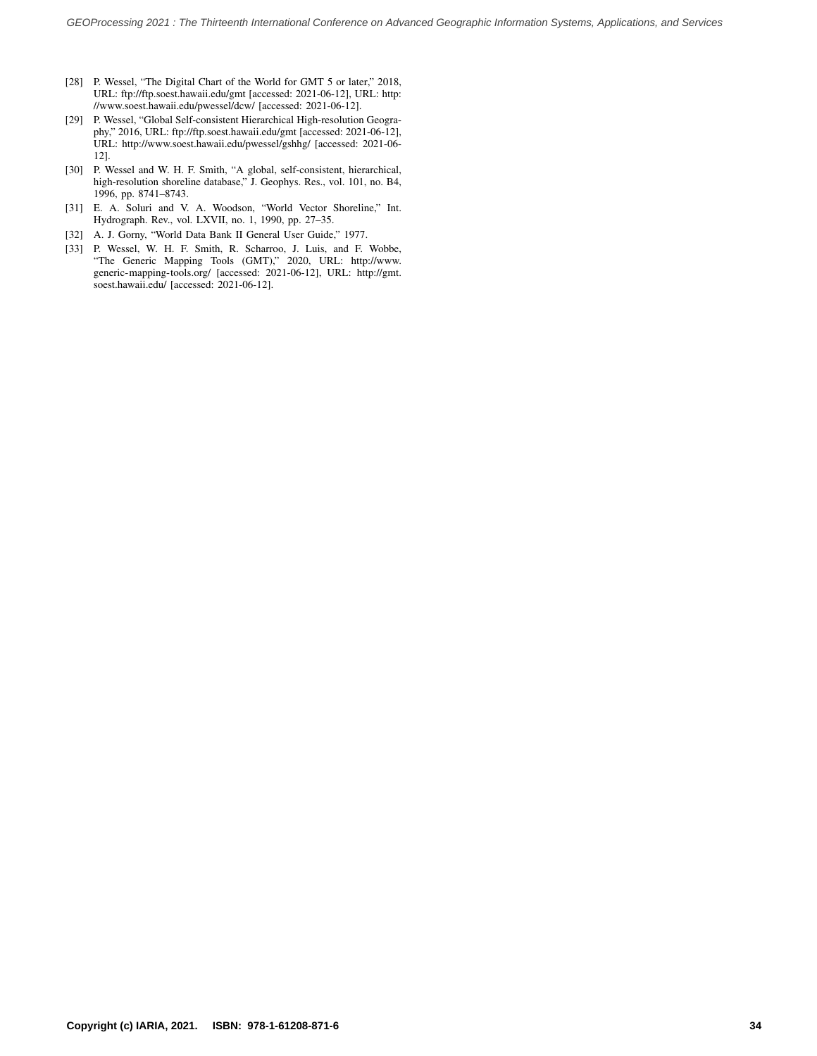[28] P. Wessel, "The Digital Chart of the World for GMT 5 or later," 2018, URL: ftp://ftp.soest.hawaii.edu/gmt [accessed: 2021-06-12], URL: http://www.soest.hawaii.edu/pwessel/dcw/ [accessed: 2021-06-12].

[29] P. Wessel, "Global Self-consistent Hierarchical High-resolution Geography," 2016, URL: ftp://ftp.soest.hawaii.edu/gmt [accessed: 2021-06-12], URL: http://www.soest.hawaii.edu/pwessel/gshhg/ [accessed: 2021-06-12].

[30] P. Wessel and W. H. F. Smith, "A global, self-consistent, hierarchical, high-resolution shoreline database," J. Geophys. Res., vol. 101, no. B4, 1996, pp. 8741–8743.

[31] E. A. Soluri and V. A. Woodson, "World Vector Shoreline," Int. Hydrograph. Rev., vol. LXVII, no. 1, 1990, pp. 27–35.

[32] A. J. Gorny, "World Data Bank II General User Guide," 1977.

[33] P. Wessel, W. H. F. Smith, R. Scharroo, J. Luis, and F. Wobbe, "The Generic Mapping Tools (GMT)," 2020, URL: http://www.generic-mapping-tools.org/ [accessed: 2021-06-12], URL: http://gmt.soest.hawaii.edu/ [accessed: 2021-06-12].